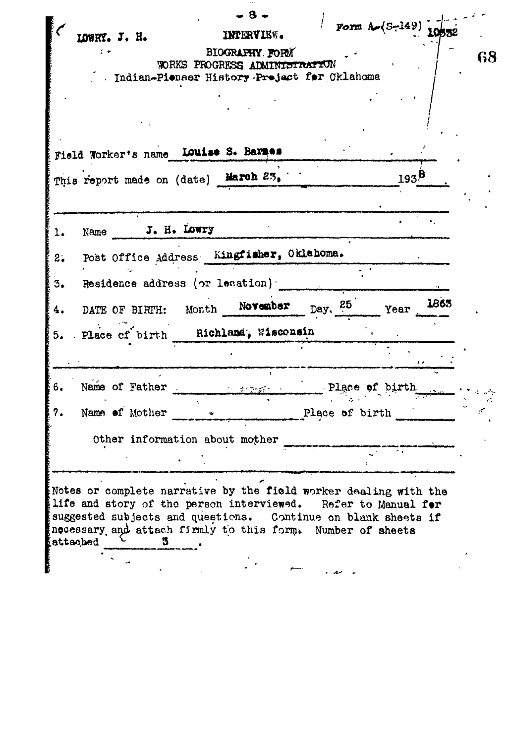LOWRY, J. H.

INTERVIEW.

Form A-(S-149)

10532

BIOGRAPHY FORM
WORKS PROGRESS ADMINISTRATION
Indian-Pioneer History Project for Oklahoma

Field Worker's name Louise S. Barnes

This report made on (date) March 23, 1938

1. Name J. H. Lowry

2. Post Office Address Kingfisher, Oklahoma.

3. Residence address (or location)

4. DATE OF BIRTH: Month November Day 25 Year 1863

5. Place of birth Richland, Wisconsin

6. Name of Father Place of birth

7. Name of Mother Place of birth

Other information about mother

Notes or complete narrative by the field worker dealing with the life and story of the person interviewed. Refer to Manual for suggested subjects and questions. Continue on blank sheets if necessary and attach firmly to this form. Number of sheets attached 3.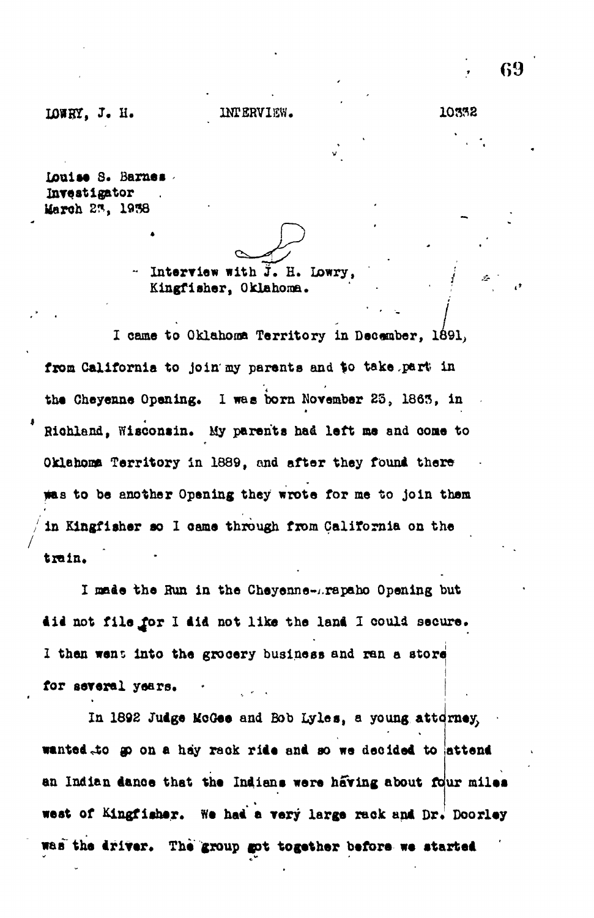LOWRY, J. H. INTERVIEW. 10332

Louise S. Barnes
Investigator
March 23, 1938

Interview with J. H. Lowry,
Kingfisher, Oklahoma.

I came to Oklahoma Territory in December, 1891, from California to join my parents and to take part in the Cheyenne Opening. I was born November 25, 1863, in Richland, Wisconsin. My parents had left me and come to Oklahoma Territory in 1889, and after they found there was to be another Opening they wrote for me to join them in Kingfisher so I came through from California on the train.

I made the Run in the Cheyenne-Arapaho Opening but did not file for I did not like the land I could secure. I then went into the grocery business and ran a store for several years.

In 1892 Judge McGee and Bob Lyles, a young attorney, wanted to go on a hay rack ride and so we decided to attend an Indian dance that the Indians were having about four miles west of Kingfisher. We had a very large rack and Dr. Doorley was the driver. The group got together before we started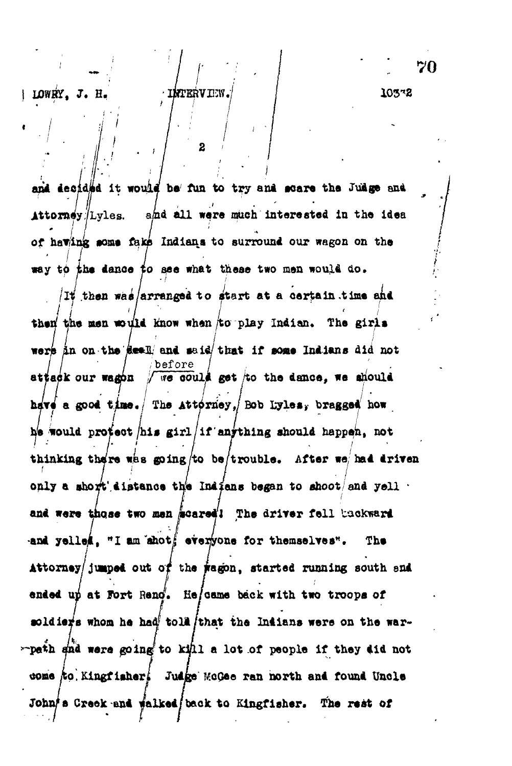and decided it would be fun to try and scare the Judge and Attorney Lyles. and all were much interested in the idea of having some fake Indians to surround our wagon on the way to the dance to see what these two men would do.

It then was arranged to start at a certain time and then the men would know when to play Indian. The girls were in on the deal and said that if some Indians did not attack our wagon before we could get to the dance, we should have a good time. The Attorney, Bob Lyles, bragged how he would protect his girl if anything should happen, not thinking there was going to be trouble. After we had driven only a short distance the Indians began to shoot and yell and were those two men scared! The driver fell backward and yelled, "I am shot; everyone for themselves". The Attorney jumped out of the wagon, started running south and ended up at Fort Reno. He came back with two troops of soldiers whom he had told that the Indians were on the war-path and were going to kill a lot of people if they did not come to Kingfisher. Judge McGee ran north and found Uncle John's Creek and walked back to Kingfisher. The rest of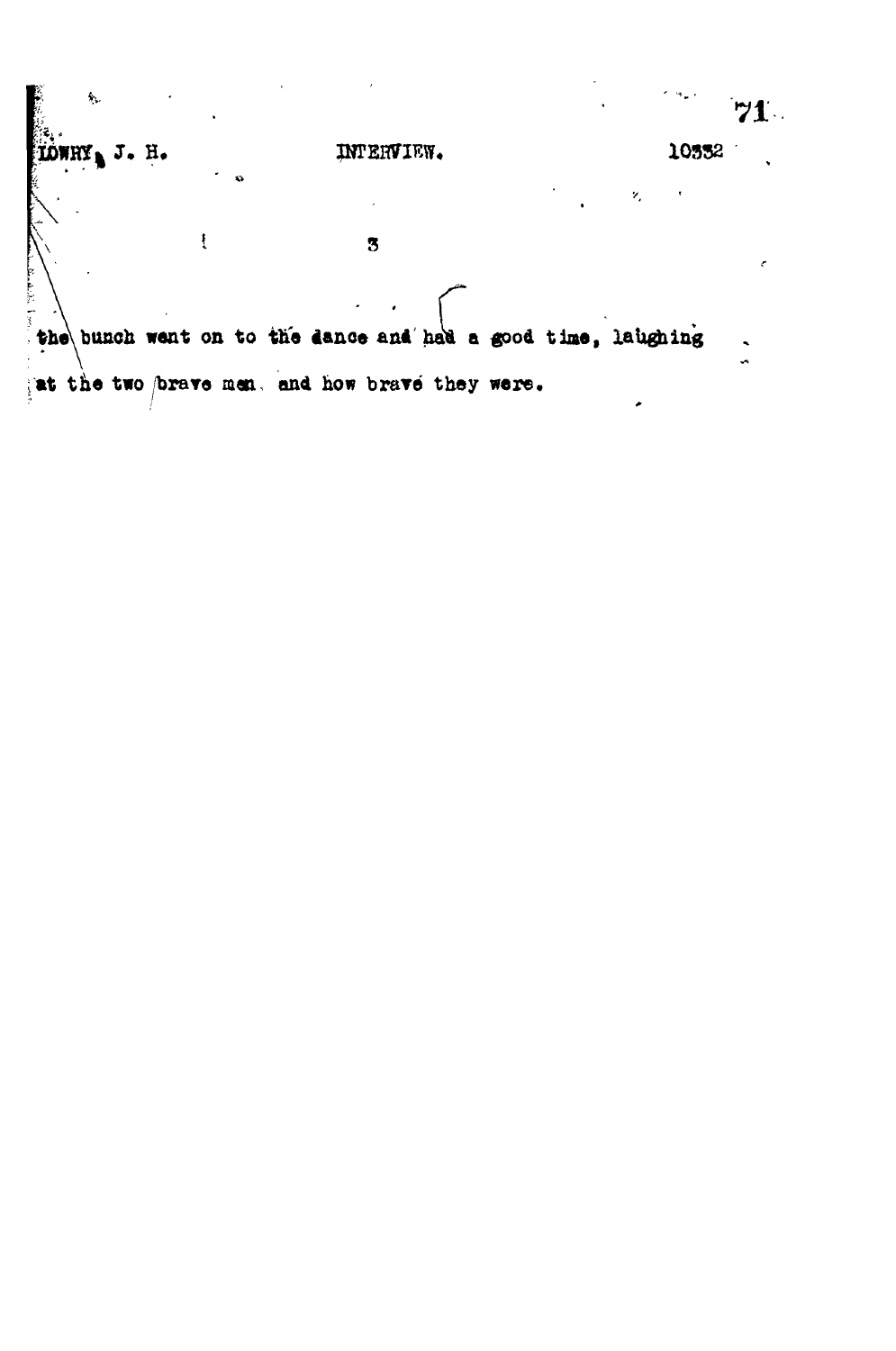the bunch went on to the dance and had a good time, laughing at the two brave men and how brave they were.